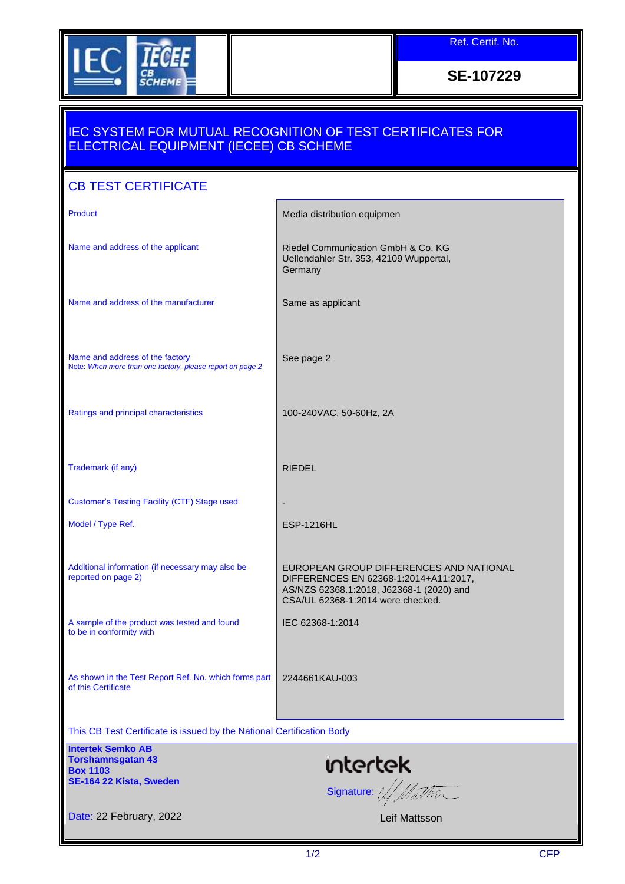IEC IECEE CB SCHEME

| Ref. Certif. No. |
| --- |
| **SE-107229** |

## IEC SYSTEM FOR MUTUAL RECOGNITION OF TEST CERTIFICATES FOR ELECTRICAL EQUIPMENT (IECEE) CB SCHEME

### CB TEST CERTIFICATE

| | |
| --- | --- |
| Product | Media distribution equipmen |
| Name and address of the applicant | Riedel Communication GmbH & Co. KG<br>Uellendahler Str. 353, 42109 Wuppertal, Germany |
| Name and address of the manufacturer | Same as applicant |
| Name and address of the factory<br>Note: *When more than one factory, please report on page 2* | See page 2 |
| Ratings and principal characteristics | 100-240VAC, 50-60Hz, 2A |
| Trademark (if any) | RIEDEL |
| Customer's Testing Facility (CTF) Stage used | - |
| Model / Type Ref. | ESP-1216HL |
| Additional information (if necessary may also be reported on page 2) | EUROPEAN GROUP DIFFERENCES AND NATIONAL DIFFERENCES EN 62368-1:2014+A11:2017, AS/NZS 62368.1:2018, J62368-1 (2020) and CSA/UL 62368-1:2014 were checked. |
| A sample of the product was tested and found to be in conformity with | IEC 62368-1:2014 |
| As shown in the Test Report Ref. No. which forms part of this Certificate | 2244661KAU-003 |

This CB Test Certificate is issued by the National Certification Body

**Intertek Semko AB**
**Torshamnsgatan 43**
**Box 1103**
**SE-164 22 Kista, Sweden**

intertek

Signature:

Date: 22 February, 2022

Leif Mattsson

CFP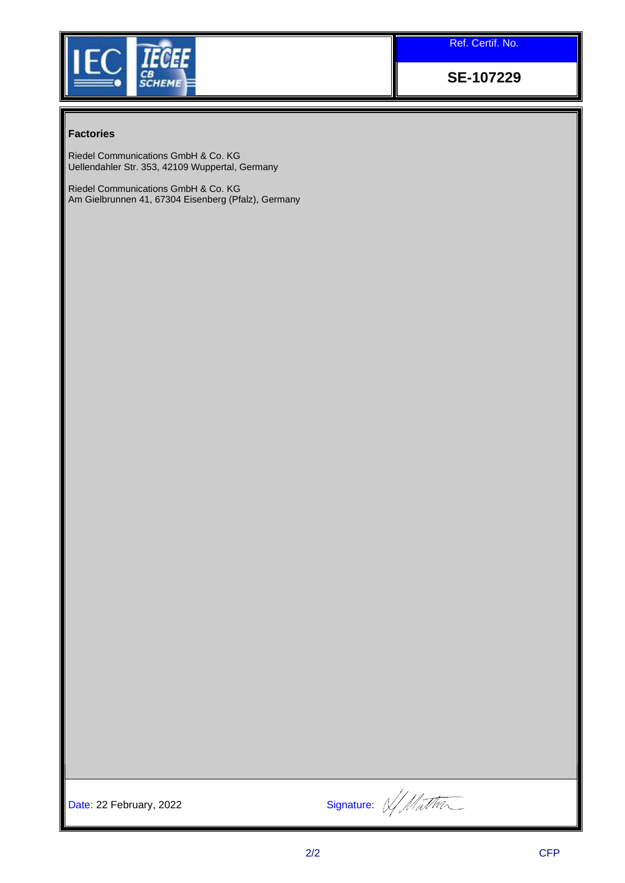Ref. Certif. No.

**SE-107229**

**Factories**

Riedel Communications GmbH & Co. KG
Uellendahler Str. 353, 42109 Wuppertal, Germany

Riedel Communications GmbH & Co. KG
Am Gielbrunnen 41, 67304 Eisenberg (Pfalz), Germany

Date: 22 February, 2022

Signature:

CFP